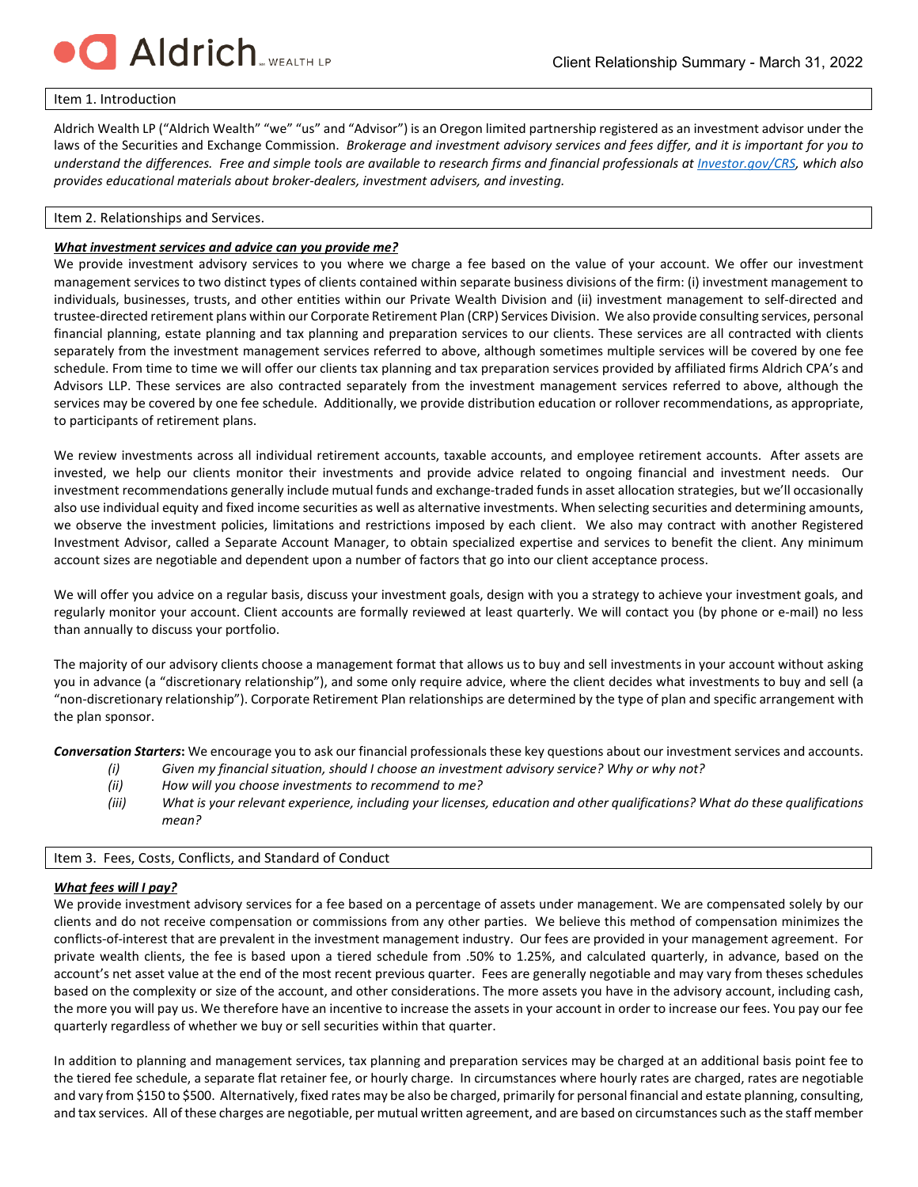# Aldrich Wealth LP

Client Relationship Summary - March 31, 2022

## Item 1. Introduction

Aldrich Wealth LP ("Aldrich Wealth" "we" "us" and "Advisor") is an Oregon limited partnership registered as an investment advisor under the laws of the Securities and Exchange Commission. *Brokerage and investment advisory services and fees differ, and it is important for you to understand the differences. Free and simple tools are available to research firms and financial professionals at [Investor.gov/CRS](https://Investor.gov/CRS), which also provides educational materials about broker-dealers, investment advisers, and investing.*

## Item 2. Relationships and Services.

***What investment services and advice can you provide me?***

We provide investment advisory services to you where we charge a fee based on the value of your account. We offer our investment management services to two distinct types of clients contained within separate business divisions of the firm: (i) investment management to individuals, businesses, trusts, and other entities within our Private Wealth Division and (ii) investment management to self-directed and trustee-directed retirement plans within our Corporate Retirement Plan (CRP) Services Division. We also provide consulting services, personal financial planning, estate planning and tax planning and preparation services to our clients. These services are all contracted with clients separately from the investment management services referred to above, although sometimes multiple services will be covered by one fee schedule. From time to time we will offer our clients tax planning and tax preparation services provided by affiliated firms Aldrich CPA's and Advisors LLP. These services are also contracted separately from the investment management services referred to above, although the services may be covered by one fee schedule. Additionally, we provide distribution education or rollover recommendations, as appropriate, to participants of retirement plans.

We review investments across all individual retirement accounts, taxable accounts, and employee retirement accounts. After assets are invested, we help our clients monitor their investments and provide advice related to ongoing financial and investment needs. Our investment recommendations generally include mutual funds and exchange-traded funds in asset allocation strategies, but we'll occasionally also use individual equity and fixed income securities as well as alternative investments. When selecting securities and determining amounts, we observe the investment policies, limitations and restrictions imposed by each client. We also may contract with another Registered Investment Advisor, called a Separate Account Manager, to obtain specialized expertise and services to benefit the client. Any minimum account sizes are negotiable and dependent upon a number of factors that go into our client acceptance process.

We will offer you advice on a regular basis, discuss your investment goals, design with you a strategy to achieve your investment goals, and regularly monitor your account. Client accounts are formally reviewed at least quarterly. We will contact you (by phone or e-mail) no less than annually to discuss your portfolio.

The majority of our advisory clients choose a management format that allows us to buy and sell investments in your account without asking you in advance (a "discretionary relationship"), and some only require advice, where the client decides what investments to buy and sell (a "non-discretionary relationship"). Corporate Retirement Plan relationships are determined by the type of plan and specific arrangement with the plan sponsor.

***Conversation Starters*:** We encourage you to ask our financial professionals these key questions about our investment services and accounts.

- *(i) Given my financial situation, should I choose an investment advisory service? Why or why not?*
- *(ii) How will you choose investments to recommend to me?*
- *(iii) What is your relevant experience, including your licenses, education and other qualifications? What do these qualifications mean?*

## Item 3. Fees, Costs, Conflicts, and Standard of Conduct

***What fees will I pay?***

We provide investment advisory services for a fee based on a percentage of assets under management. We are compensated solely by our clients and do not receive compensation or commissions from any other parties. We believe this method of compensation minimizes the conflicts-of-interest that are prevalent in the investment management industry. Our fees are provided in your management agreement. For private wealth clients, the fee is based upon a tiered schedule from .50% to 1.25%, and calculated quarterly, in advance, based on the account's net asset value at the end of the most recent previous quarter. Fees are generally negotiable and may vary from theses schedules based on the complexity or size of the account, and other considerations. The more assets you have in the advisory account, including cash, the more you will pay us. We therefore have an incentive to increase the assets in your account in order to increase our fees. You pay our fee quarterly regardless of whether we buy or sell securities within that quarter.

In addition to planning and management services, tax planning and preparation services may be charged at an additional basis point fee to the tiered fee schedule, a separate flat retainer fee, or hourly charge. In circumstances where hourly rates are charged, rates are negotiable and vary from $150 to $500. Alternatively, fixed rates may be also be charged, primarily for personal financial and estate planning, consulting, and tax services. All of these charges are negotiable, per mutual written agreement, and are based on circumstances such as the staff member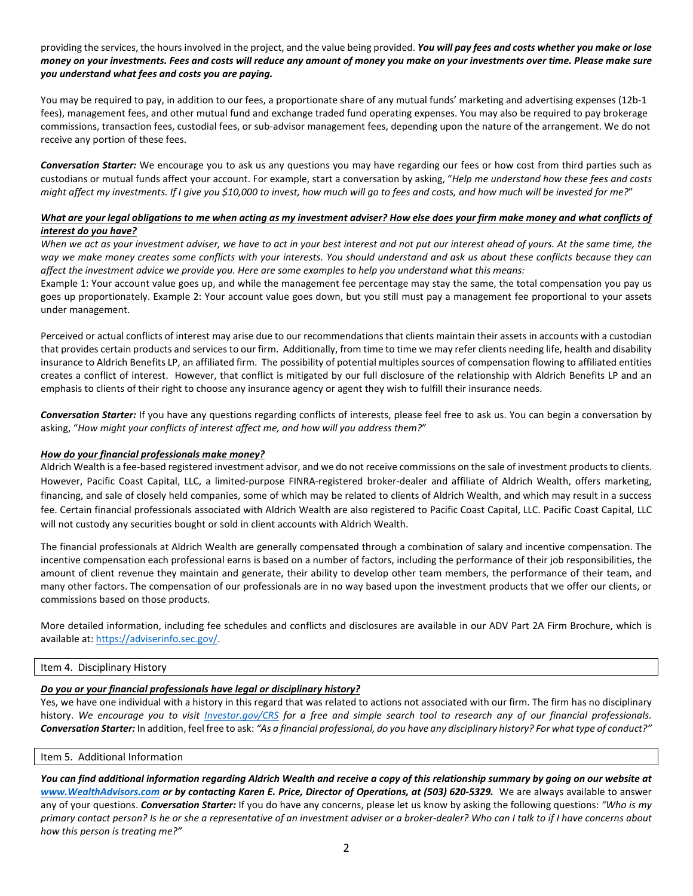providing the services, the hours involved in the project, and the value being provided. ***You will pay fees and costs whether you make or lose money on your investments. Fees and costs will reduce any amount of money you make on your investments over time. Please make sure you understand what fees and costs you are paying.***

You may be required to pay, in addition to our fees, a proportionate share of any mutual funds' marketing and advertising expenses (12b-1 fees), management fees, and other mutual fund and exchange traded fund operating expenses. You may also be required to pay brokerage commissions, transaction fees, custodial fees, or sub-advisor management fees, depending upon the nature of the arrangement. We do not receive any portion of these fees.

***Conversation Starter:*** We encourage you to ask us any questions you may have regarding our fees or how cost from third parties such as custodians or mutual funds affect your account. For example, start a conversation by asking, "*Help me understand how these fees and costs might affect my investments. If I give you $10,000 to invest, how much will go to fees and costs, and how much will be invested for me?*"

***What are your legal obligations to me when acting as my investment adviser? How else does your firm make money and what conflicts of interest do you have?***

*When we act as your investment adviser, we have to act in your best interest and not put our interest ahead of yours. At the same time, the way we make money creates some conflicts with your interests. You should understand and ask us about these conflicts because they can affect the investment advice we provide you. Here are some examples to help you understand what this means:*

Example 1: Your account value goes up, and while the management fee percentage may stay the same, the total compensation you pay us goes up proportionately. Example 2: Your account value goes down, but you still must pay a management fee proportional to your assets under management.

Perceived or actual conflicts of interest may arise due to our recommendations that clients maintain their assets in accounts with a custodian that provides certain products and services to our firm. Additionally, from time to time we may refer clients needing life, health and disability insurance to Aldrich Benefits LP, an affiliated firm. The possibility of potential multiples sources of compensation flowing to affiliated entities creates a conflict of interest. However, that conflict is mitigated by our full disclosure of the relationship with Aldrich Benefits LP and an emphasis to clients of their right to choose any insurance agency or agent they wish to fulfill their insurance needs.

***Conversation Starter:*** If you have any questions regarding conflicts of interests, please feel free to ask us. You can begin a conversation by asking, "*How might your conflicts of interest affect me, and how will you address them?*"

***How do your financial professionals make money?***

Aldrich Wealth is a fee-based registered investment advisor, and we do not receive commissions on the sale of investment products to clients. However, Pacific Coast Capital, LLC, a limited-purpose FINRA-registered broker-dealer and affiliate of Aldrich Wealth, offers marketing, financing, and sale of closely held companies, some of which may be related to clients of Aldrich Wealth, and which may result in a success fee. Certain financial professionals associated with Aldrich Wealth are also registered to Pacific Coast Capital, LLC. Pacific Coast Capital, LLC will not custody any securities bought or sold in client accounts with Aldrich Wealth.

The financial professionals at Aldrich Wealth are generally compensated through a combination of salary and incentive compensation. The incentive compensation each professional earns is based on a number of factors, including the performance of their job responsibilities, the amount of client revenue they maintain and generate, their ability to develop other team members, the performance of their team, and many other factors. The compensation of our professionals are in no way based upon the investment products that we offer our clients, or commissions based on those products.

More detailed information, including fee schedules and conflicts and disclosures are available in our ADV Part 2A Firm Brochure, which is available at: https://adviserinfo.sec.gov/.

## Item 4. Disciplinary History

***Do you or your financial professionals have legal or disciplinary history?***

Yes, we have one individual with a history in this regard that was related to actions not associated with our firm. The firm has no disciplinary history. *We encourage you to visit Investor.gov/CRS for a free and simple search tool to research any of our financial professionals.* ***Conversation Starter:*** In addition, feel free to ask: *"As a financial professional, do you have any disciplinary history? For what type of conduct?"*

## Item 5. Additional Information

***You can find additional information regarding Aldrich Wealth and receive a copy of this relationship summary by going on our website at www.WealthAdvisors.com or by contacting Karen E. Price, Director of Operations, at (503) 620-5329.*** We are always available to answer any of your questions. ***Conversation Starter:*** If you do have any concerns, please let us know by asking the following questions: *"Who is my primary contact person? Is he or she a representative of an investment adviser or a broker-dealer? Who can I talk to if I have concerns about how this person is treating me?"*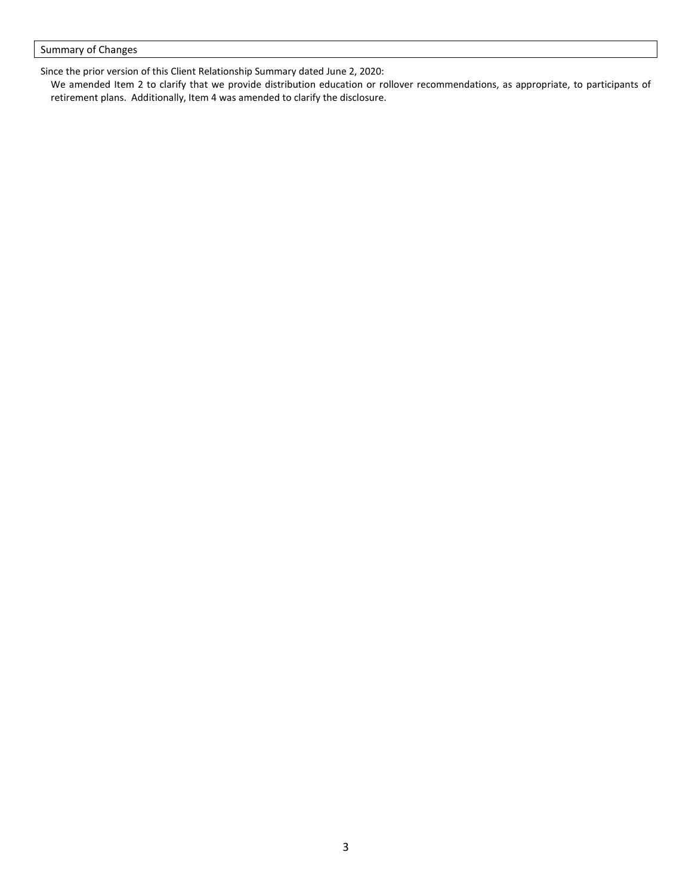## Summary of Changes

Since the prior version of this Client Relationship Summary dated June 2, 2020:

We amended Item 2 to clarify that we provide distribution education or rollover recommendations, as appropriate, to participants of retirement plans. Additionally, Item 4 was amended to clarify the disclosure.